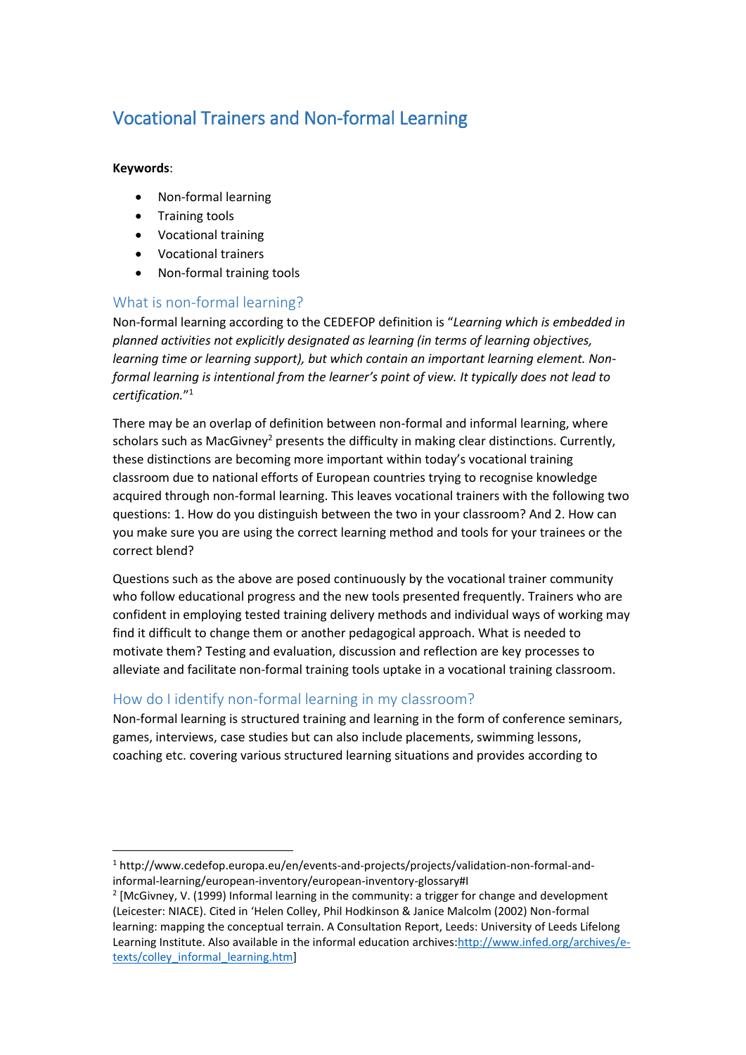# Vocational Trainers and Non-formal Learning

**Keywords**:

- Non-formal learning
- Training tools
- Vocational training
- Vocational trainers
- Non-formal training tools

## What is non-formal learning?

Non-formal learning according to the CEDEFOP definition is "*Learning which is embedded in planned activities not explicitly designated as learning (in terms of learning objectives, learning time or learning support), but which contain an important learning element. Non-formal learning is intentional from the learner's point of view. It typically does not lead to certification.*"[1]

There may be an overlap of definition between non-formal and informal learning, where scholars such as MacGivney[2] presents the difficulty in making clear distinctions. Currently, these distinctions are becoming more important within today's vocational training classroom due to national efforts of European countries trying to recognise knowledge acquired through non-formal learning. This leaves vocational trainers with the following two questions: 1. How do you distinguish between the two in your classroom? And 2. How can you make sure you are using the correct learning method and tools for your trainees or the correct blend?

Questions such as the above are posed continuously by the vocational trainer community who follow educational progress and the new tools presented frequently. Trainers who are confident in employing tested training delivery methods and individual ways of working may find it difficult to change them or another pedagogical approach. What is needed to motivate them? Testing and evaluation, discussion and reflection are key processes to alleviate and facilitate non-formal training tools uptake in a vocational training classroom.

## How do I identify non-formal learning in my classroom?

Non-formal learning is structured training and learning in the form of conference seminars, games, interviews, case studies but can also include placements, swimming lessons, coaching etc. covering various structured learning situations and provides according to

---

[1] http://www.cedefop.europa.eu/en/events-and-projects/projects/validation-non-formal-and-informal-learning/european-inventory/european-inventory-glossary#I

[2] [McGivney, V. (1999) Informal learning in the community: a trigger for change and development (Leicester: NIACE). Cited in 'Helen Colley, Phil Hodkinson & Janice Malcolm (2002) Non-formal learning: mapping the conceptual terrain. A Consultation Report, Leeds: University of Leeds Lifelong Learning Institute. Also available in the informal education archives:http://www.infed.org/archives/e-texts/colley_informal_learning.htm]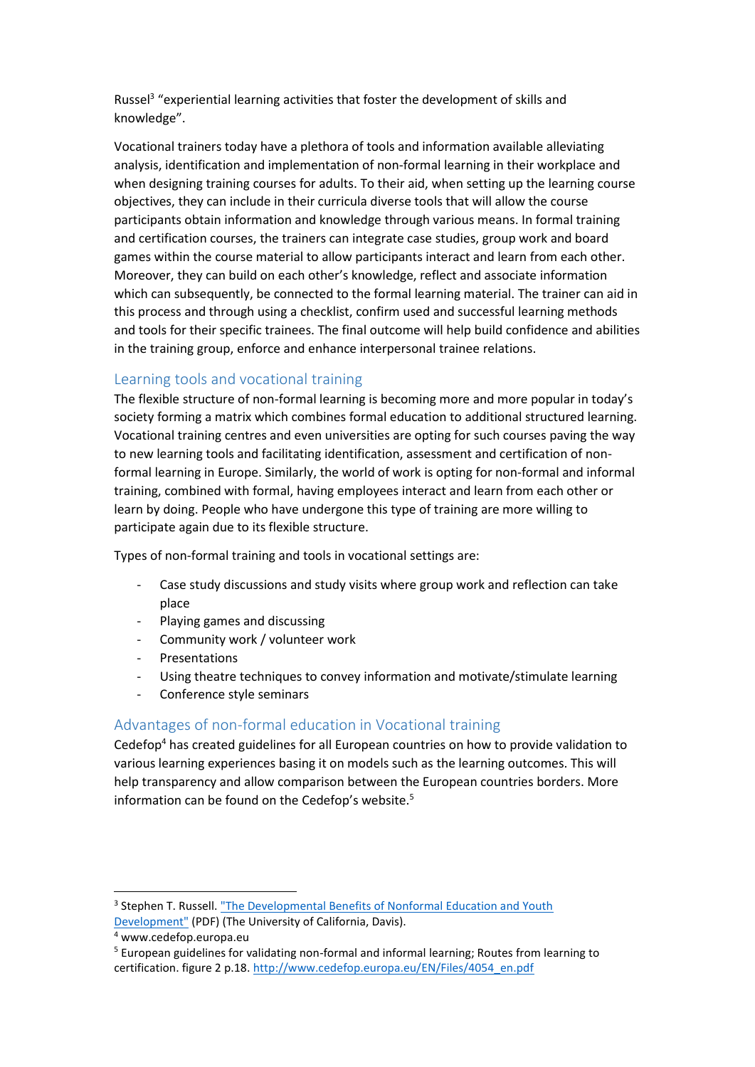Russel[3] "experiential learning activities that foster the development of skills and knowledge".

Vocational trainers today have a plethora of tools and information available alleviating analysis, identification and implementation of non-formal learning in their workplace and when designing training courses for adults. To their aid, when setting up the learning course objectives, they can include in their curricula diverse tools that will allow the course participants obtain information and knowledge through various means. In formal training and certification courses, the trainers can integrate case studies, group work and board games within the course material to allow participants interact and learn from each other. Moreover, they can build on each other's knowledge, reflect and associate information which can subsequently, be connected to the formal learning material. The trainer can aid in this process and through using a checklist, confirm used and successful learning methods and tools for their specific trainees. The final outcome will help build confidence and abilities in the training group, enforce and enhance interpersonal trainee relations.

## Learning tools and vocational training

The flexible structure of non-formal learning is becoming more and more popular in today's society forming a matrix which combines formal education to additional structured learning. Vocational training centres and even universities are opting for such courses paving the way to new learning tools and facilitating identification, assessment and certification of non-formal learning in Europe. Similarly, the world of work is opting for non-formal and informal training, combined with formal, having employees interact and learn from each other or learn by doing. People who have undergone this type of training are more willing to participate again due to its flexible structure.

Types of non-formal training and tools in vocational settings are:

- Case study discussions and study visits where group work and reflection can take place
- Playing games and discussing
- Community work / volunteer work
- Presentations
- Using theatre techniques to convey information and motivate/stimulate learning
- Conference style seminars

## Advantages of non-formal education in Vocational training

Cedefop[4] has created guidelines for all European countries on how to provide validation to various learning experiences basing it on models such as the learning outcomes. This will help transparency and allow comparison between the European countries borders. More information can be found on the Cedefop's website.[5]

---

[3] Stephen T. Russell. "The Developmental Benefits of Nonformal Education and Youth Development" (PDF) (The University of California, Davis).

[4] www.cedefop.europa.eu

[5] European guidelines for validating non-formal and informal learning; Routes from learning to certification. figure 2 p.18. http://www.cedefop.europa.eu/EN/Files/4054_en.pdf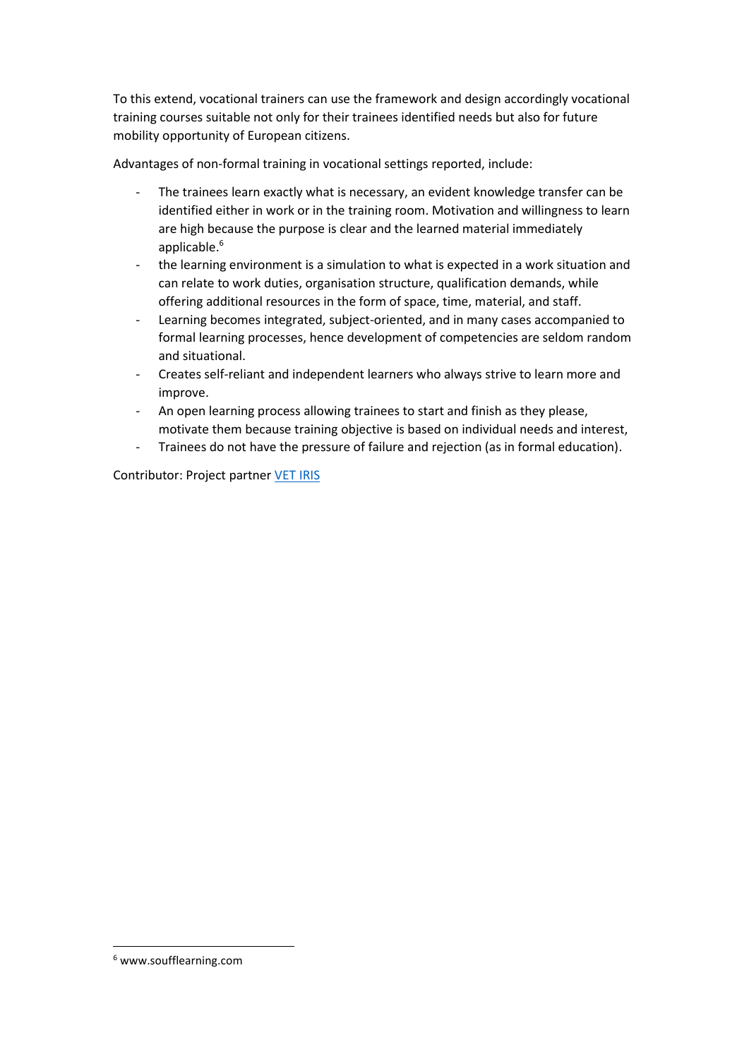To this extend, vocational trainers can use the framework and design accordingly vocational training courses suitable not only for their trainees identified needs but also for future mobility opportunity of European citizens.

Advantages of non-formal training in vocational settings reported, include:

- The trainees learn exactly what is necessary, an evident knowledge transfer can be identified either in work or in the training room. Motivation and willingness to learn are high because the purpose is clear and the learned material immediately applicable.[6]
- the learning environment is a simulation to what is expected in a work situation and can relate to work duties, organisation structure, qualification demands, while offering additional resources in the form of space, time, material, and staff.
- Learning becomes integrated, subject-oriented, and in many cases accompanied to formal learning processes, hence development of competencies are seldom random and situational.
- Creates self-reliant and independent learners who always strive to learn more and improve.
- An open learning process allowing trainees to start and finish as they please, motivate them because training objective is based on individual needs and interest,
- Trainees do not have the pressure of failure and rejection (as in formal education).

Contributor: Project partner [VET IRIS]

[6] www.soufflearning.com